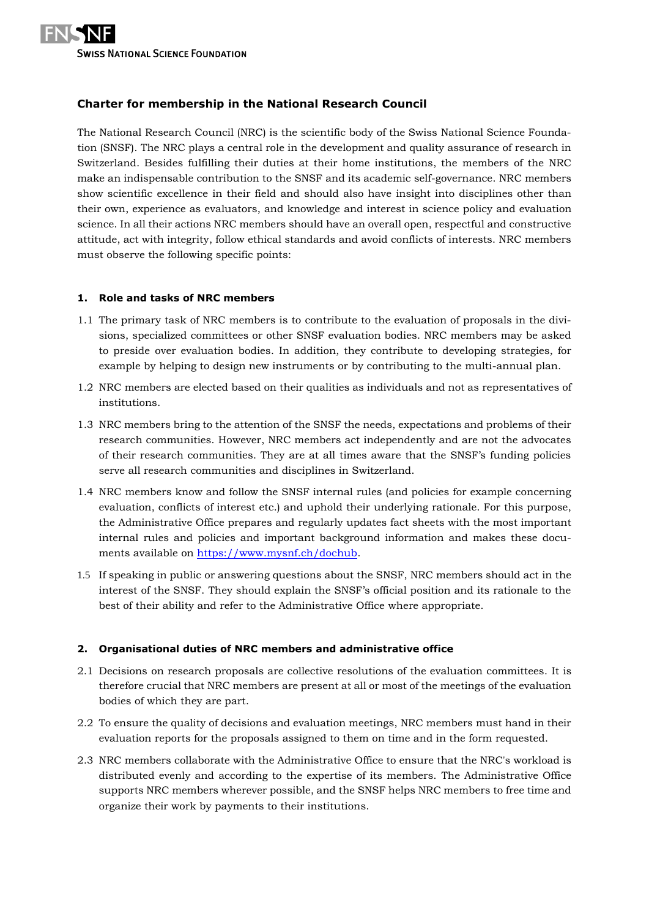## Charter for membership in the National Research Council

The National Research Council (NRC) is the scientific body of the Swiss National Science Foundation (SNSF). The NRC plays a central role in the development and quality assurance of research in Switzerland. Besides fulfilling their duties at their home institutions, the members of the NRC make an indispensable contribution to the SNSF and its academic self-governance. NRC members show scientific excellence in their field and should also have insight into disciplines other than their own, experience as evaluators, and knowledge and interest in science policy and evaluation science. In all their actions NRC members should have an overall open, respectful and constructive attitude, act with integrity, follow ethical standards and avoid conflicts of interests. NRC members must observe the following specific points:

### 1. Role and tasks of NRC members

1.1 The primary task of NRC members is to contribute to the evaluation of proposals in the divisions, specialized committees or other SNSF evaluation bodies. NRC members may be asked to preside over evaluation bodies. In addition, they contribute to developing strategies, for example by helping to design new instruments or by contributing to the multi-annual plan.

1.2 NRC members are elected based on their qualities as individuals and not as representatives of institutions.

1.3 NRC members bring to the attention of the SNSF the needs, expectations and problems of their research communities. However, NRC members act independently and are not the advocates of their research communities. They are at all times aware that the SNSF's funding policies serve all research communities and disciplines in Switzerland.

1.4 NRC members know and follow the SNSF internal rules (and policies for example concerning evaluation, conflicts of interest etc.) and uphold their underlying rationale. For this purpose, the Administrative Office prepares and regularly updates fact sheets with the most important internal rules and policies and important background information and makes these documents available on https://www.mysnf.ch/dochub.

1.5 If speaking in public or answering questions about the SNSF, NRC members should act in the interest of the SNSF. They should explain the SNSF's official position and its rationale to the best of their ability and refer to the Administrative Office where appropriate.

### 2. Organisational duties of NRC members and administrative office

2.1 Decisions on research proposals are collective resolutions of the evaluation committees. It is therefore crucial that NRC members are present at all or most of the meetings of the evaluation bodies of which they are part.

2.2 To ensure the quality of decisions and evaluation meetings, NRC members must hand in their evaluation reports for the proposals assigned to them on time and in the form requested.

2.3 NRC members collaborate with the Administrative Office to ensure that the NRC's workload is distributed evenly and according to the expertise of its members. The Administrative Office supports NRC members wherever possible, and the SNSF helps NRC members to free time and organize their work by payments to their institutions.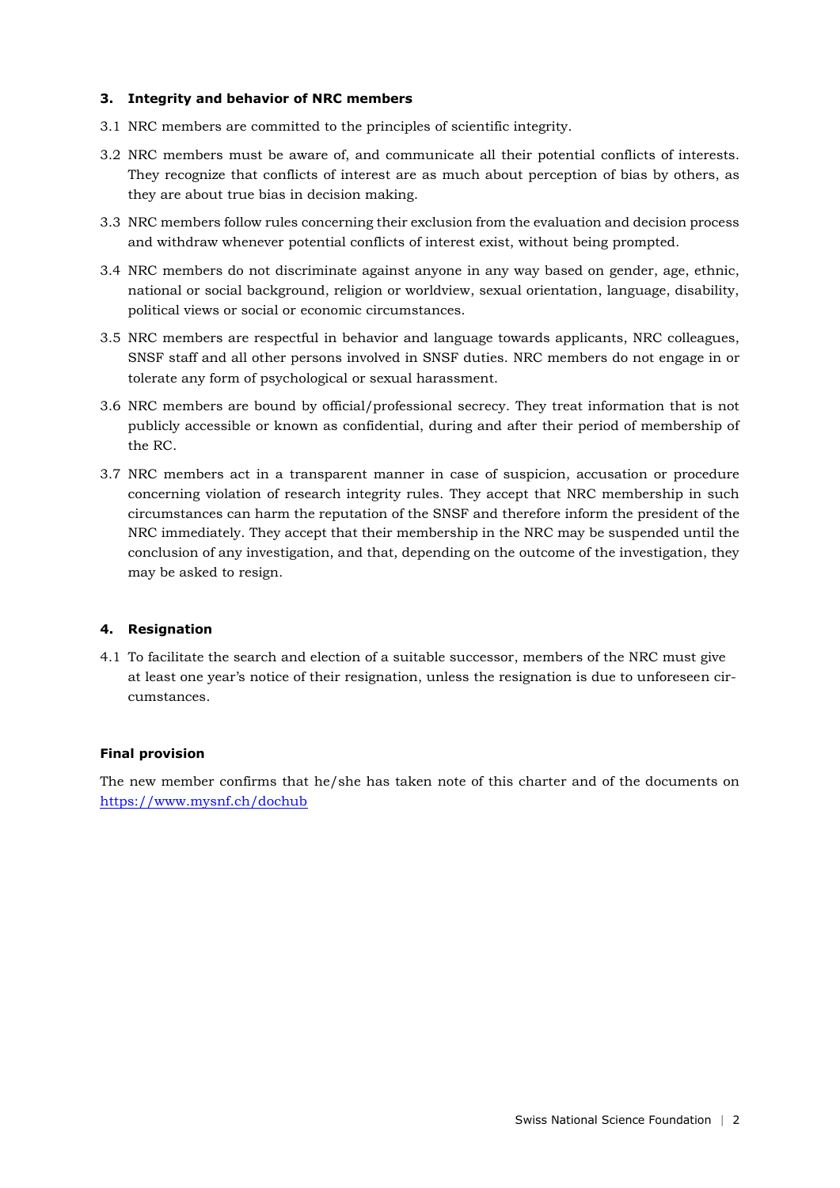## 3. Integrity and behavior of NRC members

3.1 NRC members are committed to the principles of scientific integrity.

3.2 NRC members must be aware of, and communicate all their potential conflicts of interests. They recognize that conflicts of interest are as much about perception of bias by others, as they are about true bias in decision making.

3.3 NRC members follow rules concerning their exclusion from the evaluation and decision process and withdraw whenever potential conflicts of interest exist, without being prompted.

3.4 NRC members do not discriminate against anyone in any way based on gender, age, ethnic, national or social background, religion or worldview, sexual orientation, language, disability, political views or social or economic circumstances.

3.5 NRC members are respectful in behavior and language towards applicants, NRC colleagues, SNSF staff and all other persons involved in SNSF duties. NRC members do not engage in or tolerate any form of psychological or sexual harassment.

3.6 NRC members are bound by official/professional secrecy. They treat information that is not publicly accessible or known as confidential, during and after their period of membership of the RC.

3.7 NRC members act in a transparent manner in case of suspicion, accusation or procedure concerning violation of research integrity rules. They accept that NRC membership in such circumstances can harm the reputation of the SNSF and therefore inform the president of the NRC immediately. They accept that their membership in the NRC may be suspended until the conclusion of any investigation, and that, depending on the outcome of the investigation, they may be asked to resign.

## 4. Resignation

4.1 To facilitate the search and election of a suitable successor, members of the NRC must give at least one year's notice of their resignation, unless the resignation is due to unforeseen circumstances.

**Final provision**

The new member confirms that he/she has taken note of this charter and of the documents on https://www.mysnf.ch/dochub